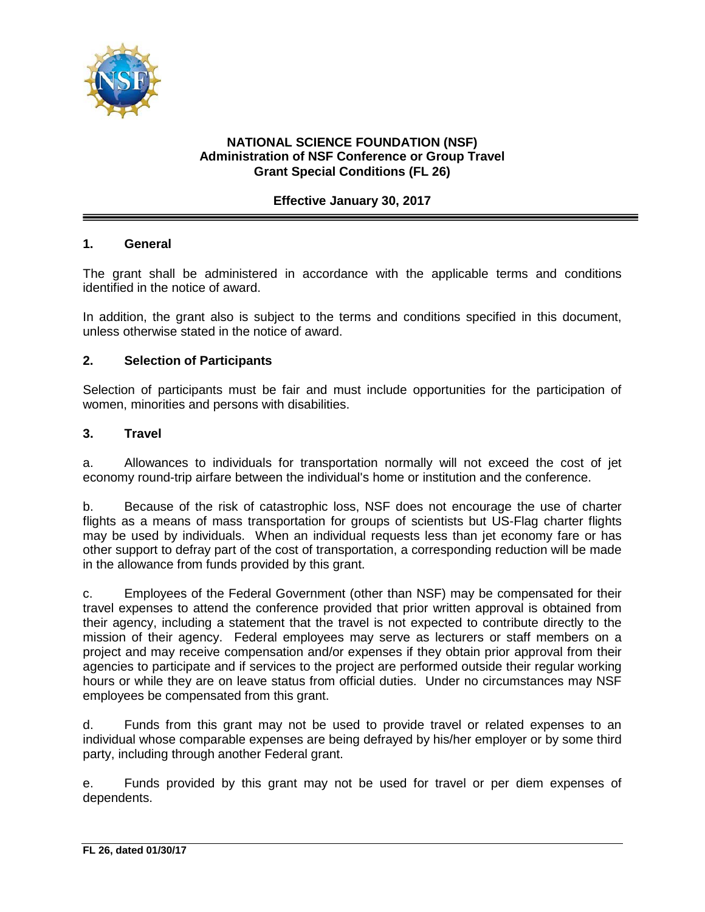# NATIONAL SCIENCE FOUNDATION (NSF)
## Administration of NSF Conference or Group Travel
## Grant Special Conditions (FL 26)

**Effective January 30, 2017**

---

### 1. General

The grant shall be administered in accordance with the applicable terms and conditions identified in the notice of award.

In addition, the grant also is subject to the terms and conditions specified in this document, unless otherwise stated in the notice of award.

### 2. Selection of Participants

Selection of participants must be fair and must include opportunities for the participation of women, minorities and persons with disabilities.

### 3. Travel

a. Allowances to individuals for transportation normally will not exceed the cost of jet economy round-trip airfare between the individual's home or institution and the conference.

b. Because of the risk of catastrophic loss, NSF does not encourage the use of charter flights as a means of mass transportation for groups of scientists but US-Flag charter flights may be used by individuals. When an individual requests less than jet economy fare or has other support to defray part of the cost of transportation, a corresponding reduction will be made in the allowance from funds provided by this grant.

c. Employees of the Federal Government (other than NSF) may be compensated for their travel expenses to attend the conference provided that prior written approval is obtained from their agency, including a statement that the travel is not expected to contribute directly to the mission of their agency. Federal employees may serve as lecturers or staff members on a project and may receive compensation and/or expenses if they obtain prior approval from their agencies to participate and if services to the project are performed outside their regular working hours or while they are on leave status from official duties. Under no circumstances may NSF employees be compensated from this grant.

d. Funds from this grant may not be used to provide travel or related expenses to an individual whose comparable expenses are being defrayed by his/her employer or by some third party, including through another Federal grant.

e. Funds provided by this grant may not be used for travel or per diem expenses of dependents.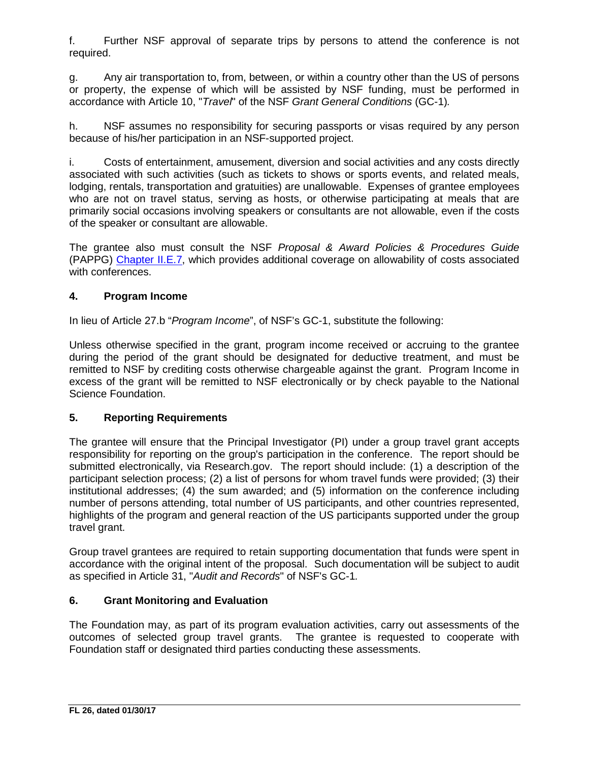f. Further NSF approval of separate trips by persons to attend the conference is not required.

g. Any air transportation to, from, between, or within a country other than the US of persons or property, the expense of which will be assisted by NSF funding, must be performed in accordance with Article 10, "*Travel*" of the NSF *Grant General Conditions* (GC-1)*.*

h. NSF assumes no responsibility for securing passports or visas required by any person because of his/her participation in an NSF-supported project.

i. Costs of entertainment, amusement, diversion and social activities and any costs directly associated with such activities (such as tickets to shows or sports events, and related meals, lodging, rentals, transportation and gratuities) are unallowable. Expenses of grantee employees who are not on travel status, serving as hosts, or otherwise participating at meals that are primarily social occasions involving speakers or consultants are not allowable, even if the costs of the speaker or consultant are allowable.

The grantee also must consult the NSF *Proposal & Award Policies & Procedures Guide* (PAPPG) Chapter II.E.7, which provides additional coverage on allowability of costs associated with conferences.

## 4. Program Income

In lieu of Article 27.b "*Program Income*", of NSF's GC-1, substitute the following:

Unless otherwise specified in the grant, program income received or accruing to the grantee during the period of the grant should be designated for deductive treatment, and must be remitted to NSF by crediting costs otherwise chargeable against the grant. Program Income in excess of the grant will be remitted to NSF electronically or by check payable to the National Science Foundation.

## 5. Reporting Requirements

The grantee will ensure that the Principal Investigator (PI) under a group travel grant accepts responsibility for reporting on the group's participation in the conference. The report should be submitted electronically, via Research.gov. The report should include: (1) a description of the participant selection process; (2) a list of persons for whom travel funds were provided; (3) their institutional addresses; (4) the sum awarded; and (5) information on the conference including number of persons attending, total number of US participants, and other countries represented, highlights of the program and general reaction of the US participants supported under the group travel grant.

Group travel grantees are required to retain supporting documentation that funds were spent in accordance with the original intent of the proposal. Such documentation will be subject to audit as specified in Article 31, "*Audit and Records*" of NSF's GC-1*.*

## 6. Grant Monitoring and Evaluation

The Foundation may, as part of its program evaluation activities, carry out assessments of the outcomes of selected group travel grants. The grantee is requested to cooperate with Foundation staff or designated third parties conducting these assessments.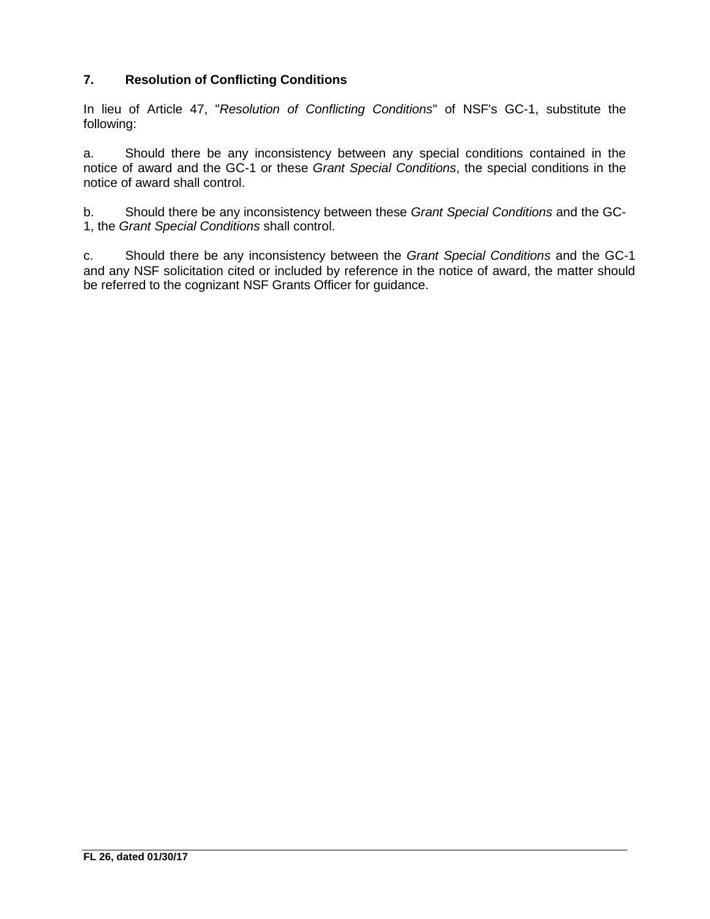### 7. Resolution of Conflicting Conditions

In lieu of Article 47, "*Resolution of Conflicting Conditions*" of NSF's GC-1, substitute the following:

a. Should there be any inconsistency between any special conditions contained in the notice of award and the GC-1 or these *Grant Special Conditions*, the special conditions in the notice of award shall control.

b. Should there be any inconsistency between these *Grant Special Conditions* and the GC-1, the *Grant Special Conditions* shall control.

c. Should there be any inconsistency between the *Grant Special Conditions* and the GC-1 and any NSF solicitation cited or included by reference in the notice of award, the matter should be referred to the cognizant NSF Grants Officer for guidance.